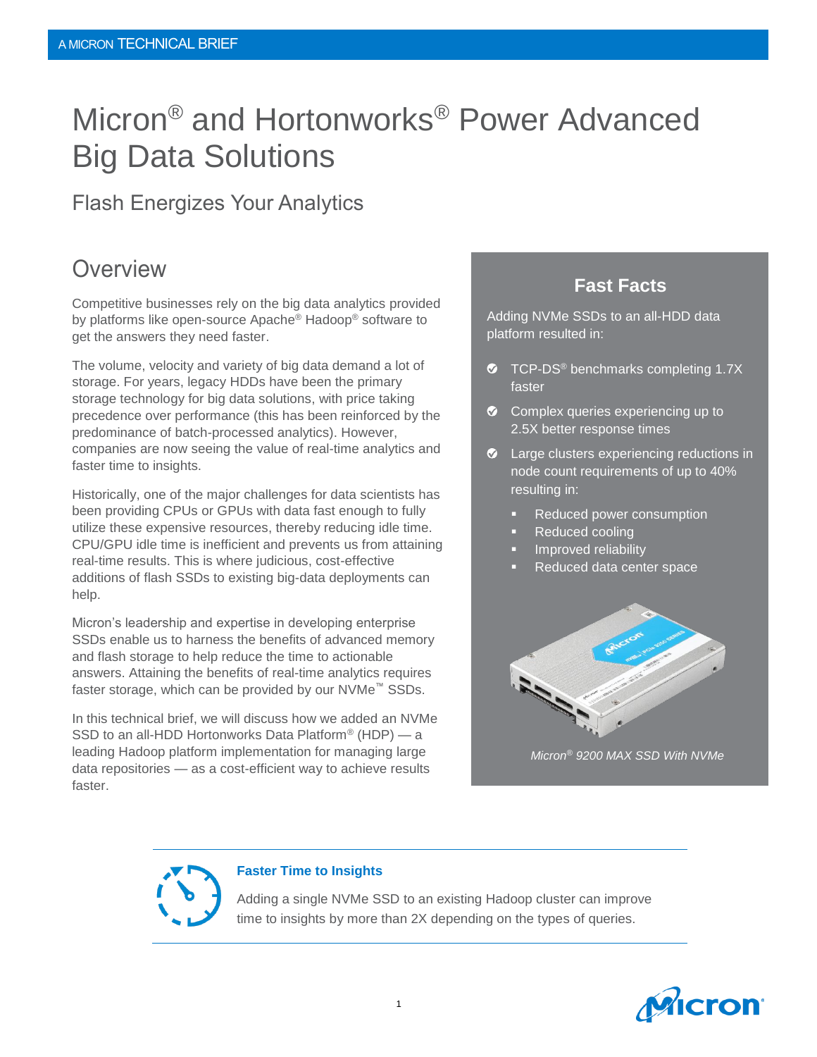A MICRON TECHNICAL BRIEF

# Micron® and Hortonworks® Power Advanced Big Data Solutions

## Flash Energizes Your Analytics

## Overview

Competitive businesses rely on the big data analytics provided by platforms like open-source Apache® Hadoop® software to get the answers they need faster.

The volume, velocity and variety of big data demand a lot of storage. For years, legacy HDDs have been the primary storage technology for big data solutions, with price taking precedence over performance (this has been reinforced by the predominance of batch-processed analytics). However, companies are now seeing the value of real-time analytics and faster time to insights.

Historically, one of the major challenges for data scientists has been providing CPUs or GPUs with data fast enough to fully utilize these expensive resources, thereby reducing idle time. CPU/GPU idle time is inefficient and prevents us from attaining real-time results. This is where judicious, cost-effective additions of flash SSDs to existing big-data deployments can help.

Micron's leadership and expertise in developing enterprise SSDs enable us to harness the benefits of advanced memory and flash storage to help reduce the time to actionable answers. Attaining the benefits of real-time analytics requires faster storage, which can be provided by our NVMe™ SSDs.

In this technical brief, we will discuss how we added an NVMe SSD to an all-HDD Hortonworks Data Platform® (HDP) — a leading Hadoop platform implementation for managing large data repositories — as a cost-efficient way to achieve results faster.

### Fast Facts

Adding NVMe SSDs to an all-HDD data platform resulted in:

- TCP-DS® benchmarks completing 1.7X faster
- Complex queries experiencing up to 2.5X better response times
- Large clusters experiencing reductions in node count requirements of up to 40% resulting in:
  - Reduced power consumption
  - Reduced cooling
  - Improved reliability
  - Reduced data center space

*Micron® 9200 MAX SSD With NVMe*

**Faster Time to Insights**

Adding a single NVMe SSD to an existing Hadoop cluster can improve time to insights by more than 2X depending on the types of queries.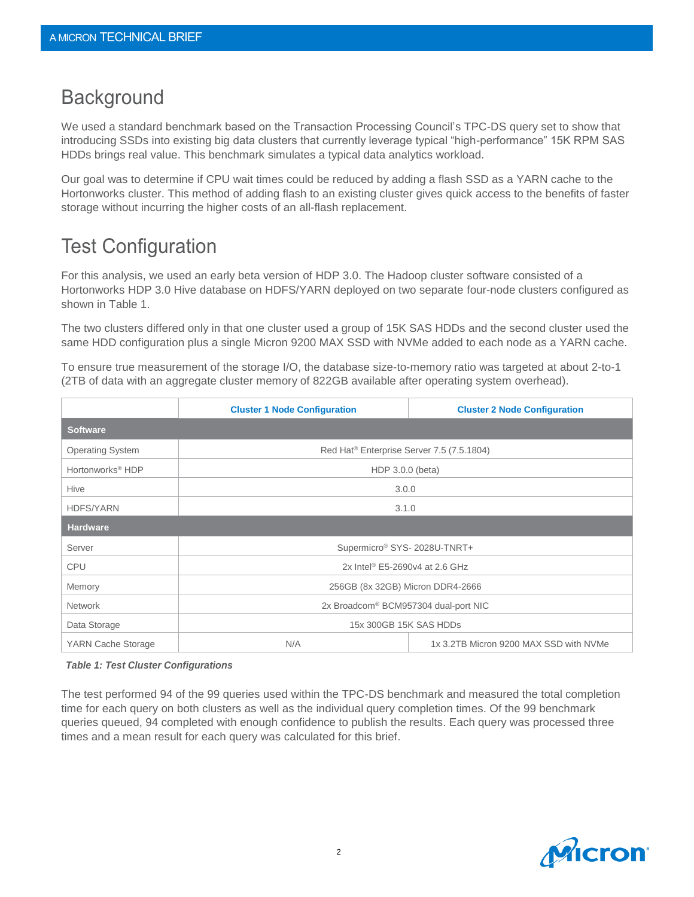## Background

We used a standard benchmark based on the Transaction Processing Council's TPC-DS query set to show that introducing SSDs into existing big data clusters that currently leverage typical "high-performance" 15K RPM SAS HDDs brings real value. This benchmark simulates a typical data analytics workload.

Our goal was to determine if CPU wait times could be reduced by adding a flash SSD as a YARN cache to the Hortonworks cluster. This method of adding flash to an existing cluster gives quick access to the benefits of faster storage without incurring the higher costs of an all-flash replacement.

## Test Configuration

For this analysis, we used an early beta version of HDP 3.0. The Hadoop cluster software consisted of a Hortonworks HDP 3.0 Hive database on HDFS/YARN deployed on two separate four-node clusters configured as shown in Table 1.

The two clusters differed only in that one cluster used a group of 15K SAS HDDs and the second cluster used the same HDD configuration plus a single Micron 9200 MAX SSD with NVMe added to each node as a YARN cache.

To ensure true measurement of the storage I/O, the database size-to-memory ratio was targeted at about 2-to-1 (2TB of data with an aggregate cluster memory of 822GB available after operating system overhead).

| | Cluster 1 Node Configuration | Cluster 2 Node Configuration |
|---|---|---|
| **Software** | | |
| Operating System | Red Hat® Enterprise Server 7.5 (7.5.1804) | |
| Hortonworks® HDP | HDP 3.0.0 (beta) | |
| Hive | 3.0.0 | |
| HDFS/YARN | 3.1.0 | |
| **Hardware** | | |
| Server | Supermicro® SYS- 2028U-TNRT+ | |
| CPU | 2x Intel® E5-2690v4 at 2.6 GHz | |
| Memory | 256GB (8x 32GB) Micron DDR4-2666 | |
| Network | 2x Broadcom® BCM957304 dual-port NIC | |
| Data Storage | 15x 300GB 15K SAS HDDs | |
| YARN Cache Storage | N/A | 1x 3.2TB Micron 9200 MAX SSD with NVMe |

*Table 1: Test Cluster Configurations*

The test performed 94 of the 99 queries used within the TPC-DS benchmark and measured the total completion time for each query on both clusters as well as the individual query completion times. Of the 99 benchmark queries queued, 94 completed with enough confidence to publish the results. Each query was processed three times and a mean result for each query was calculated for this brief.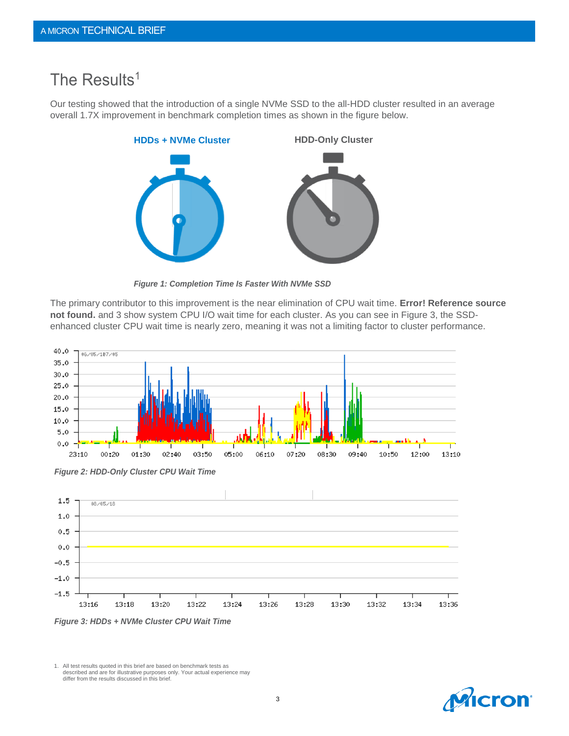# The Results[1]

Our testing showed that the introduction of a single NVMe SSD to the all-HDD cluster resulted in an average overall 1.7X improvement in benchmark completion times as shown in the figure below.

*Figure 1: Completion Time Is Faster With NVMe SSD*

The primary contributor to this improvement is the near elimination of CPU wait time. **Error! Reference source not found.** and 3 show system CPU I/O wait time for each cluster. As you can see in Figure 3, the SSD-enhanced cluster CPU wait time is nearly zero, meaning it was not a limiting factor to cluster performance.

*Figure 2: HDD-Only Cluster CPU Wait Time*

*Figure 3: HDDs + NVMe Cluster CPU Wait Time*

1. All test results quoted in this brief are based on benchmark tests as described and are for illustrative purposes only. Your actual experience may differ from the results discussed in this brief.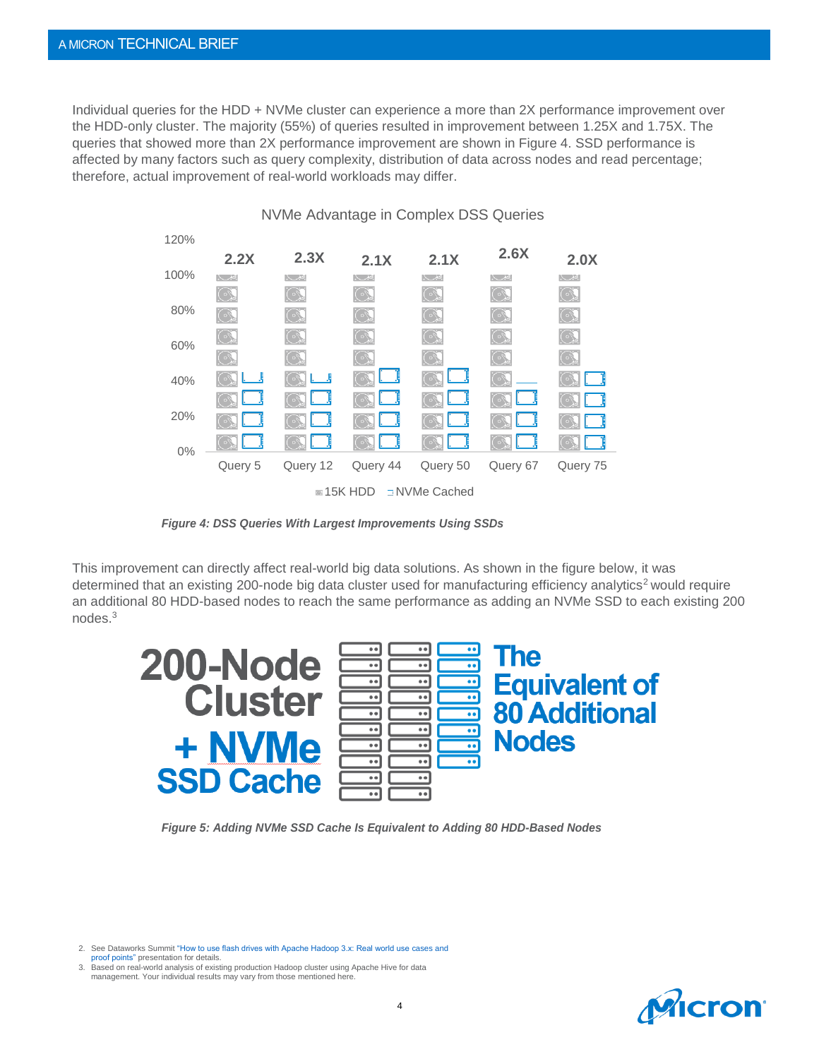Individual queries for the HDD + NVMe cluster can experience a more than 2X performance improvement over the HDD-only cluster. The majority (55%) of queries resulted in improvement between 1.25X and 1.75X. The queries that showed more than 2X performance improvement are shown in Figure 4. SSD performance is affected by many factors such as query complexity, distribution of data across nodes and read percentage; therefore, actual improvement of real-world workloads may differ.

*Figure 4: DSS Queries With Largest Improvements Using SSDs*

This improvement can directly affect real-world big data solutions. As shown in the figure below, it was determined that an existing 200-node big data cluster used for manufacturing efficiency analytics[2] would require an additional 80 HDD-based nodes to reach the same performance as adding an NVMe SSD to each existing 200 nodes.[3]

*Figure 5: Adding NVMe SSD Cache Is Equivalent to Adding 80 HDD-Based Nodes*

2. See Dataworks Summit "How to use flash drives with Apache Hadoop 3.x: Real world use cases and proof points" presentation for details.
3. Based on real-world analysis of existing production Hadoop cluster using Apache Hive for data management. Your individual results may vary from those mentioned here.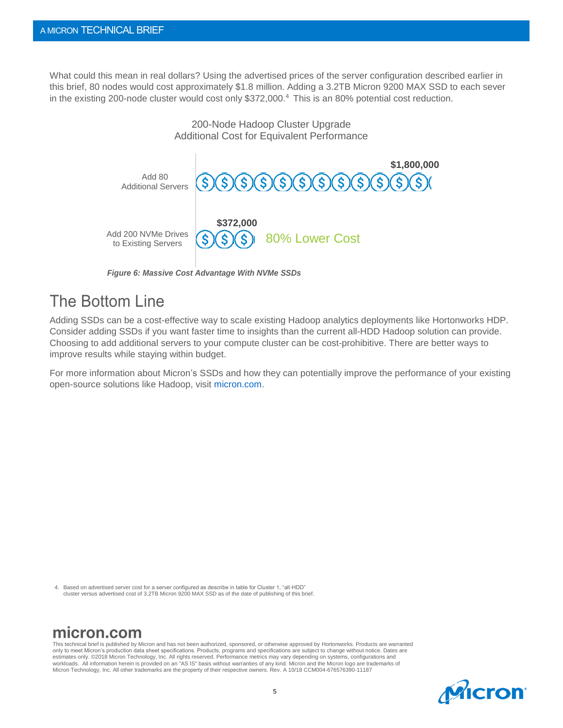What could this mean in real dollars? Using the advertised prices of the server configuration described earlier in this brief, 80 nodes would cost approximately $1.8 million. Adding a 3.2TB Micron 9200 MAX SSD to each sever in the existing 200-node cluster would cost only $372,000.[4] This is an 80% potential cost reduction.

200-Node Hadoop Cluster Upgrade
Additional Cost for Equivalent Performance

Add 80 Additional Servers

$1,800,000

Add 200 NVMe Drives to Existing Servers

$372,000

80% Lower Cost

*Figure 6: Massive Cost Advantage With NVMe SSDs*

## The Bottom Line

Adding SSDs can be a cost-effective way to scale existing Hadoop analytics deployments like Hortonworks HDP. Consider adding SSDs if you want faster time to insights than the current all-HDD Hadoop solution can provide. Choosing to add additional servers to your compute cluster can be cost-prohibitive. There are better ways to improve results while staying within budget.

For more information about Micron's SSDs and how they can potentially improve the performance of your existing open-source solutions like Hadoop, visit micron.com.

4. Based on advertised server cost for a server configured as describe in table for Cluster 1, "all-HDD" cluster versus advertised cost of 3.2TB Micron 9200 MAX SSD as of the date of publishing of this brief.

**micron.com**

This technical brief is published by Micron and has not been authorized, sponsored, or otherwise approved by Hortonworks. Products are warranted only to meet Micron's production data sheet specifications. Products, programs and specifications are subject to change without notice. Dates are estimates only. ©2018 Micron Technology, Inc. All rights reserved. Performance metrics may vary depending on systems, configurations and workloads. All information herein is provided on an "AS IS" basis without warranties of any kind. Micron and the Micron logo are trademarks of Micron Technology, Inc. All other trademarks are the property of their respective owners. Rev. A 10/18 CCM004-676576390-11187